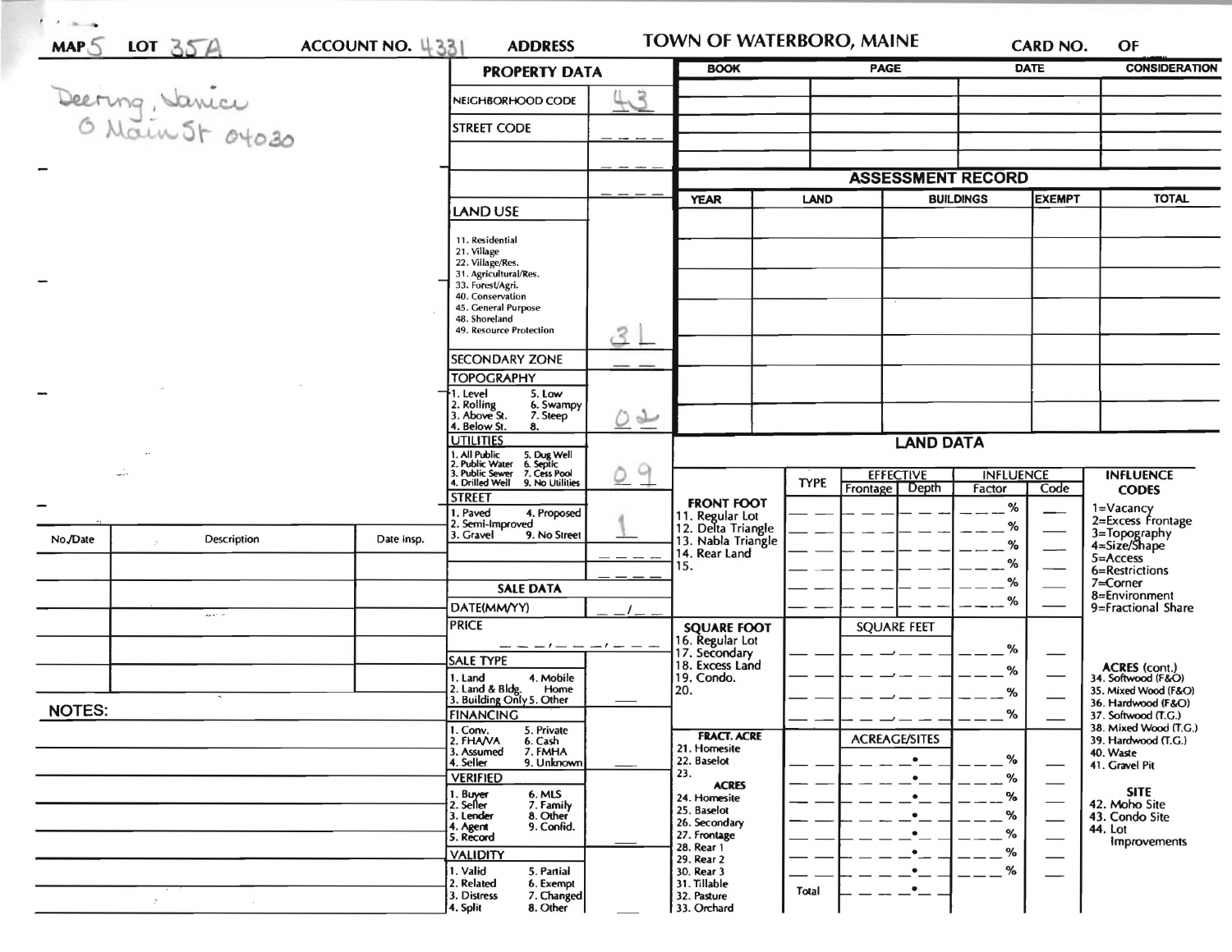MAP 5 LOT 35A ACCOUNT NO. 4331 ADDRESS

# TOWN OF WATERBORO, MAINE

CARD NO. OF

Deering, Janice
0 Main St 04030

## PROPERTY DATA

| | |
|---|---|
| NEIGHBORHOOD CODE | 43 |
| STREET CODE | |

**LAND USE**

11. Residential
21. Village
22. Village/Res.
31. Agricultural/Res.
33. Forest/Agri.
40. Conservation
45. General Purpose
48. Shoreland
49. Resource Protection

Land Use: 31

SECONDARY ZONE

**TOPOGRAPHY**

1. Level
2. Rolling
3. Above St.
4. Below St.
5. Low
6. Swampy
7. Steep
8.

Topography: 02

**UTILITIES**

1. All Public
2. Public Water
3. Public Sewer
4. Drilled Well
5. Dug Well
6. Septic
7. Cess Pool
9. No Utilities

Utilities: 09

**STREET**

1. Paved
2. Semi-Improved
3. Gravel
4. Proposed
9. No Street

Street: 1

**SALE DATA**

DATE(MM/YY)

PRICE

SALE TYPE

1. Land
2. Land & Bldg.
3. Building Only
4. Mobile Home
5. Other

FINANCING

1. Conv.
2. FHA/VA
3. Assumed
4. Seller
5. Private
6. Cash
7. FMHA
9. Unknown

VERIFIED

1. Buyer
2. Seller
3. Lender
4. Agent
5. Record
6. MLS
7. Family
8. Other
9. Confid.

VALIDITY

1. Valid
2. Related
3. Distress
4. Split
5. Partial
6. Exempt
7. Changed
8. Other

| BOOK | PAGE | DATE | CONSIDERATION |
|---|---|---|---|
| | | | |
| | | | |
| | | | |
| | | | |

## ASSESSMENT RECORD

| YEAR | LAND | BUILDINGS | EXEMPT | TOTAL |
|---|---|---|---|---|
| | | | | |
| | | | | |
| | | | | |
| | | | | |
| | | | | |
| | | | | |
| | | | | |

## LAND DATA

| | TYPE | EFFECTIVE Frontage | EFFECTIVE Depth | INFLUENCE Factor | INFLUENCE Code |
|---|---|---|---|---|---|
| **FRONT FOOT** 11. Regular Lot 12. Delta Triangle 13. Nabla Triangle 14. Rear Land 15. | | | | % | |
| **SQUARE FOOT** 16. Regular Lot 17. Secondary 18. Excess Land 19. Condo. 20. | | SQUARE FEET | | % | |
| **FRACT. ACRE** 21. Homesite 22. Baselot 23. **ACRES** 24. Homesite 25. Baselot 26. Secondary 27. Frontage 28. Rear 1 29. Rear 2 30. Rear 3 31. Tillable 32. Pasture 33. Orchard | | ACREAGE/SITES | | % | |
| | Total | | | | |

**INFLUENCE CODES**

1=Vacancy
2=Excess Frontage
3=Topography
4=Size/Shape
5=Access
6=Restrictions
7=Corner
8=Environment
9=Fractional Share

**ACRES (cont.)**

34. Softwood (F&O)
35. Mixed Wood (F&O)
36. Hardwood (F&O)
37. Softwood (T.G.)
38. Mixed Wood (T.G.)
39. Hardwood (T.G.)
40. Waste
41. Gravel Pit

**SITE**

42. Moho Site
43. Condo Site
44. Lot Improvements

| No./Date | Description | Date Insp. |
|---|---|---|
| | | |
| | | |
| | | |
| | | |
| | | |

NOTES: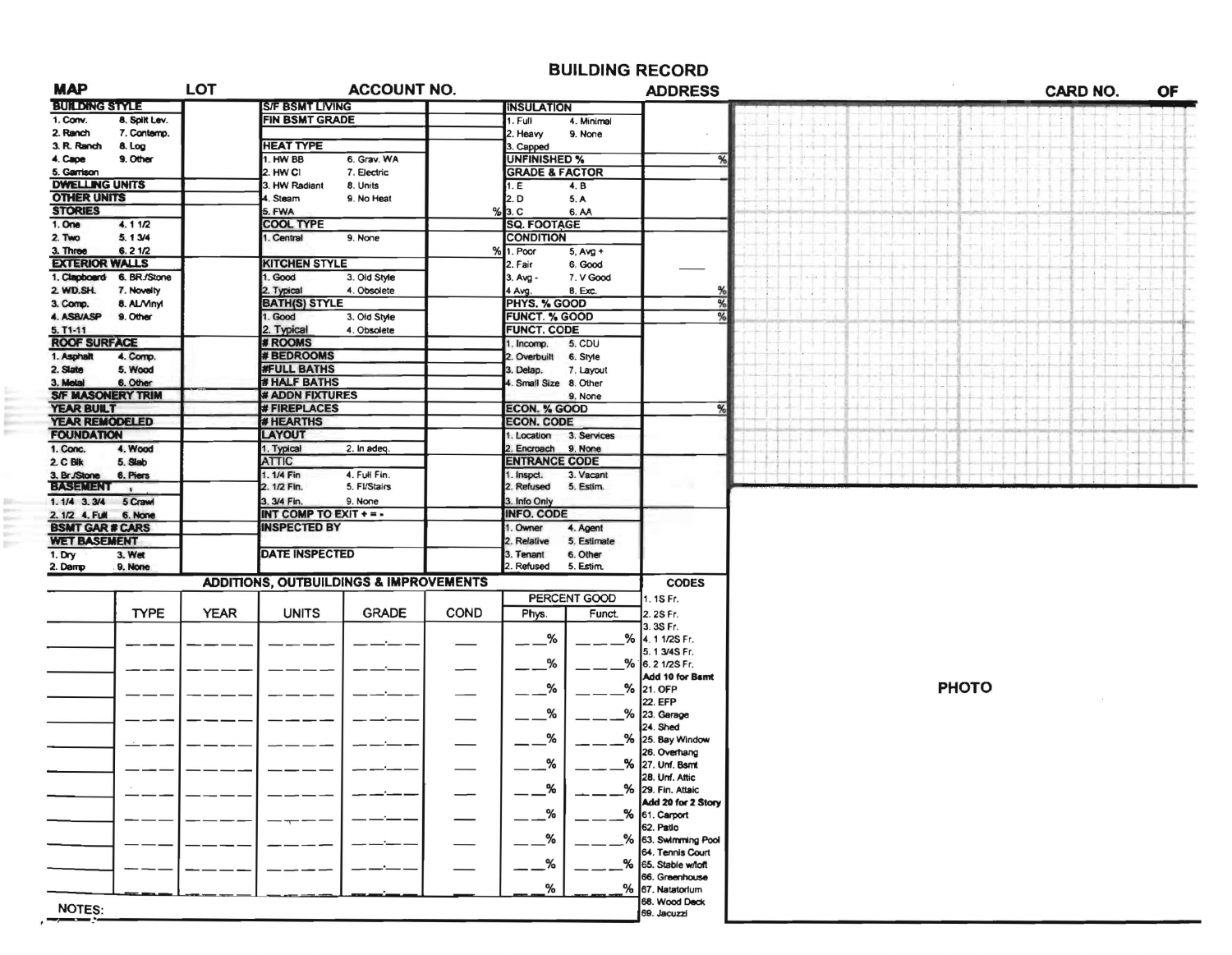# BUILDING RECORD

MAP | LOT | ACCOUNT NO. | ADDRESS | CARD NO. | OF

| | | | | | |
|---|---|---|---|---|---|
| **BUILDING STYLE** | | **S/F BSMT LIVING** | | **INSULATION** | |
| 1. Conv. 8. Split Lev. | | **FIN BSMT GRADE** | | 1. Full 4. Minimal | |
| 2. Ranch 7. Contemp. | | | | 2. Heavy 9. None | |
| 3. R. Ranch 8. Log | | **HEAT TYPE** | | 3. Capped | |
| 4. Cape 9. Other | | 1. HW BB 6. Grav. WA | | **UNFINISHED %** | % |
| 5. Garrison | | 2. HW CI 7. Electric | | **GRADE & FACTOR** | |
| **DWELLING UNITS** | | 3. HW Radiant 8. Units | | 1. E 4. B | |
| **OTHER UNITS** | | 4. Steam 9. No Heat | | 2. D 5. A | |
| **STORIES** | | 5. FWA | % | 3. C 6. AA | |
| 1. One 4. 1 1/2 | | **COOL TYPE** | | **SQ. FOOTAGE** | |
| 2. Two 5. 1 3/4 | | 1. Central 9. None | | **CONDITION** | |
| 3. Three 6. 2 1/2 | | | % | 1. Poor 5. Avg + | |
| **EXTERIOR WALLS** | | **KITCHEN STYLE** | | 2. Fair 6. Good | |
| 1. Clapboard 6. BR./Stone | | 1. Good 3. Old Style | | 3. Avg - 7. V Good | |
| 2. WD.SH. 7. Novelty | | 2. Typical 4. Obsolete | | 4. Avg. 8. Exc. | % |
| 3. Comp. 8. AL/Vinyl | | **BATH(S) STYLE** | | **PHYS. % GOOD** | % |
| 4. ASB/ASP 9. Other | | 1. Good 3. Old Style | | **FUNCT. % GOOD** | % |
| 5. T1-11 | | 2. Typical 4. Obsolete | | **FUNCT. CODE** | |
| **ROOF SURFACE** | | **# ROOMS** | | 1. Incomp. 5. CDU | |
| 1. Asphalt 4. Comp. | | **# BEDROOMS** | | 2. Overbuilt 6. Style | |
| 2. Slate 5. Wood | | **#FULL BATHS** | | 3. Delap. 7. Layout | |
| 3. Metal 6. Other | | **# HALF BATHS** | | 4. Small Size 8. Other | |
| **S/F MASONERY TRIM** | | **# ADDN FIXTURES** | | 9. None | |
| **YEAR BUILT** | | **# FIREPLACES** | | **ECON. % GOOD** | % |
| **YEAR REMODELED** | | **# HEARTHS** | | **ECON. CODE** | |
| **FOUNDATION** | | **LAYOUT** | | 1. Location 3. Services | |
| 1. Conc. 4. Wood | | 1. Typical 2. In adeq. | | 2. Encroach 9. None | |
| 2. C Blk 5. Slab | | **ATTIC** | | **ENTRANCE CODE** | |
| 3. Br./Stone 6. Piers | | 1. 1/4 Fin 4. Full Fin. | | 1. Inspct. 3. Vacant | |
| **BASEMENT** | | 2. 1/2 Fin. 5. Fl/Stairs | | 2. Refused 5. Estim. | |
| 1. 1/4 3. 3/4 5 Crawl | | 3. 3/4 Fin. 9. None | | 3. Info Only | |
| 2. 1/2 4. Full 6. None | | **INT COMP TO EXIT + = -** | | **INFO. CODE** | |
| **BSMT GAR # CARS** | | **INSPECTED BY** | | 1. Owner 4. Agent | |
| **WET BASEMENT** | | | | 2. Relative 5. Estimate | |
| 1. Dry 3. Wet | | **DATE INSPECTED** | | 3. Tenant 6. Other | |
| 2. Damp 9. None | | | | 2. Refused 5. Estim. | |

## ADDITIONS, OUTBUILDINGS & IMPROVEMENTS

| | TYPE | YEAR | UNITS | GRADE | COND | PERCENT GOOD Phys. | Funct. |
|---|---|---|---|---|---|---|---|
| | | | | | | % | % |
| | | | | | | % | % |
| | | | | | | % | % |
| | | | | | | % | % |
| | | | | | | % | % |
| | | | | | | % | % |
| | | | | | | % | % |
| | | | | | | % | % |
| | | | | | | % | % |
| | | | | | | % | % |
| | | | | | | % | % |

NOTES:

**CODES**

1. 1S Fr.
2. 2S Fr.
3. 3S Fr.
4. 1 1/2S Fr.
5. 1 3/4S Fr.
6. 2 1/2S Fr.

**Add 10 for Bsmt**

21. OFP
22. EFP
23. Garage
24. Shed
25. Bay Window
26. Overhang
27. Unf. Bsmt
28. Unf. Attic
29. Fin. Attaic

**Add 20 for 2 Story**

61. Carport
62. Patio
63. Swimming Pool
64. Tennis Court
65. Stable w/loft
66. Greenhouse
67. Natatorium
68. Wood Deck
69. Jacuzzi

PHOTO